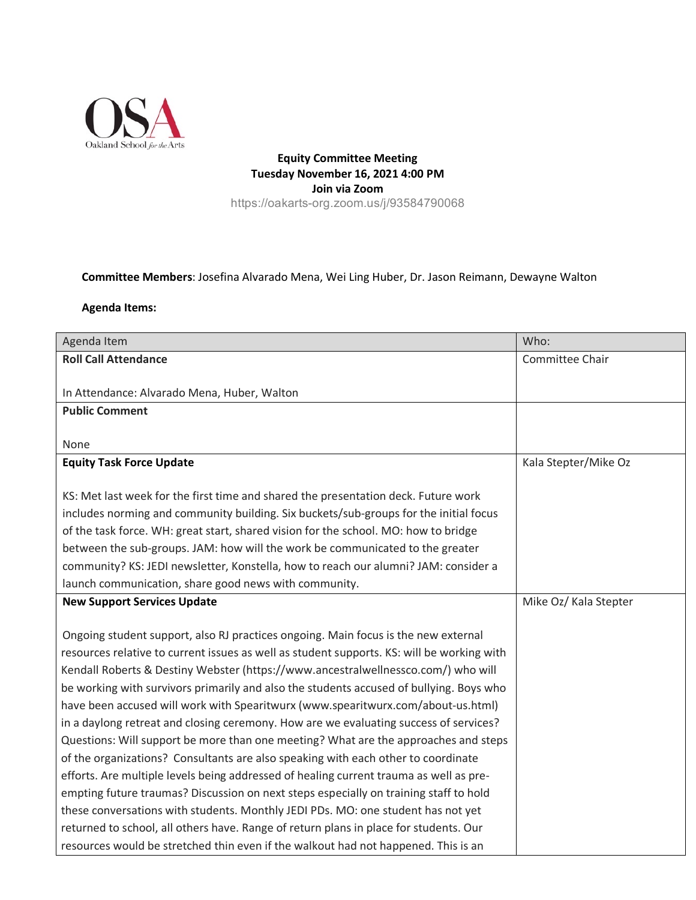Equity Committee Meeting
Tuesday November 16, 2021 4:00 PM
Join via Zoom
https://oakarts-org.zoom.us/j/93584790068

**Committee Members**: Josefina Alvarado Mena, Wei Ling Huber, Dr. Jason Reimann, Dewayne Walton

**Agenda Items:**

| Agenda Item | Who: |
|---|---|
| **Roll Call Attendance**<br><br>In Attendance: Alvarado Mena, Huber, Walton | Committee Chair |
| **Public Comment**<br><br>None | |
| **Equity Task Force Update**<br><br>KS: Met last week for the first time and shared the presentation deck. Future work includes norming and community building. Six buckets/sub-groups for the initial focus of the task force. WH: great start, shared vision for the school. MO: how to bridge between the sub-groups. JAM: how will the work be communicated to the greater community? KS: JEDI newsletter, Konstella, how to reach our alumni? JAM: consider a launch communication, share good news with community. | Kala Stepter/Mike Oz |
| **New Support Services Update**<br><br>Ongoing student support, also RJ practices ongoing. Main focus is the new external resources relative to current issues as well as student supports. KS: will be working with Kendall Roberts & Destiny Webster (https://www.ancestralwellnessco.com/) who will be working with survivors primarily and also the students accused of bullying. Boys who have been accused will work with Spearitwurx (www.spearitwurx.com/about-us.html) in a daylong retreat and closing ceremony. How are we evaluating success of services? Questions: Will support be more than one meeting? What are the approaches and steps of the organizations? Consultants are also speaking with each other to coordinate efforts. Are multiple levels being addressed of healing current trauma as well as pre-empting future traumas? Discussion on next steps especially on training staff to hold these conversations with students. Monthly JEDI PDs. MO: one student has not yet returned to school, all others have. Range of return plans in place for students. Our resources would be stretched thin even if the walkout had not happened. This is an | Mike Oz/ Kala Stepter |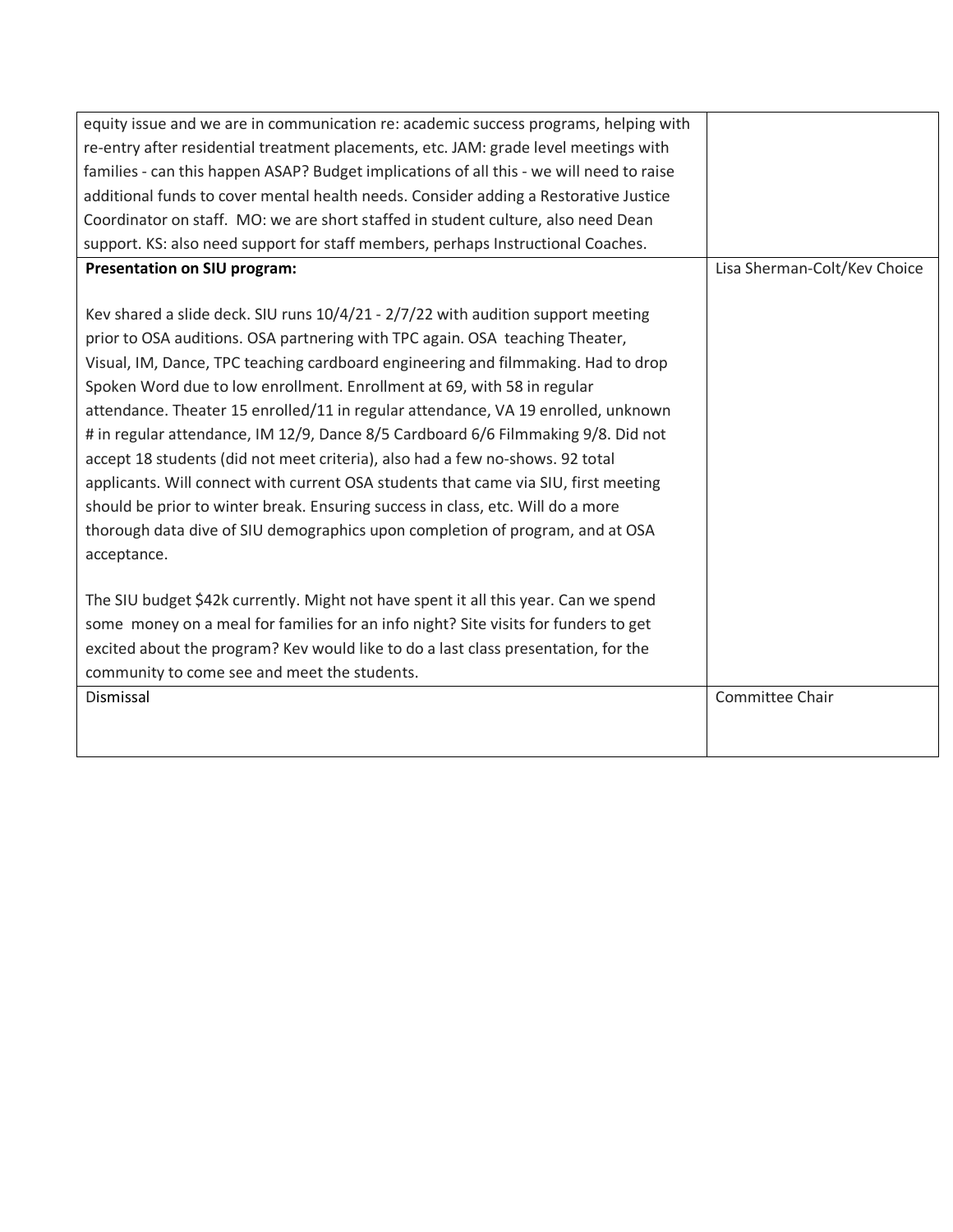| | |
|---|---|
| equity issue and we are in communication re: academic success programs, helping with re-entry after residential treatment placements, etc. JAM: grade level meetings with families - can this happen ASAP? Budget implications of all this - we will need to raise additional funds to cover mental health needs. Consider adding a Restorative Justice Coordinator on staff. MO: we are short staffed in student culture, also need Dean support. KS: also need support for staff members, perhaps Instructional Coaches. | |
| **Presentation on SIU program:**<br><br>Kev shared a slide deck. SIU runs 10/4/21 - 2/7/22 with audition support meeting prior to OSA auditions. OSA partnering with TPC again. OSA teaching Theater, Visual, IM, Dance, TPC teaching cardboard engineering and filmmaking. Had to drop Spoken Word due to low enrollment. Enrollment at 69, with 58 in regular attendance. Theater 15 enrolled/11 in regular attendance, VA 19 enrolled, unknown # in regular attendance, IM 12/9, Dance 8/5 Cardboard 6/6 Filmmaking 9/8. Did not accept 18 students (did not meet criteria), also had a few no-shows. 92 total applicants. Will connect with current OSA students that came via SIU, first meeting should be prior to winter break. Ensuring success in class, etc. Will do a more thorough data dive of SIU demographics upon completion of program, and at OSA acceptance.<br><br>The SIU budget $42k currently. Might not have spent it all this year. Can we spend some money on a meal for families for an info night? Site visits for funders to get excited about the program? Kev would like to do a last class presentation, for the community to come see and meet the students. | Lisa Sherman-Colt/Kev Choice |
| Dismissal | Committee Chair |